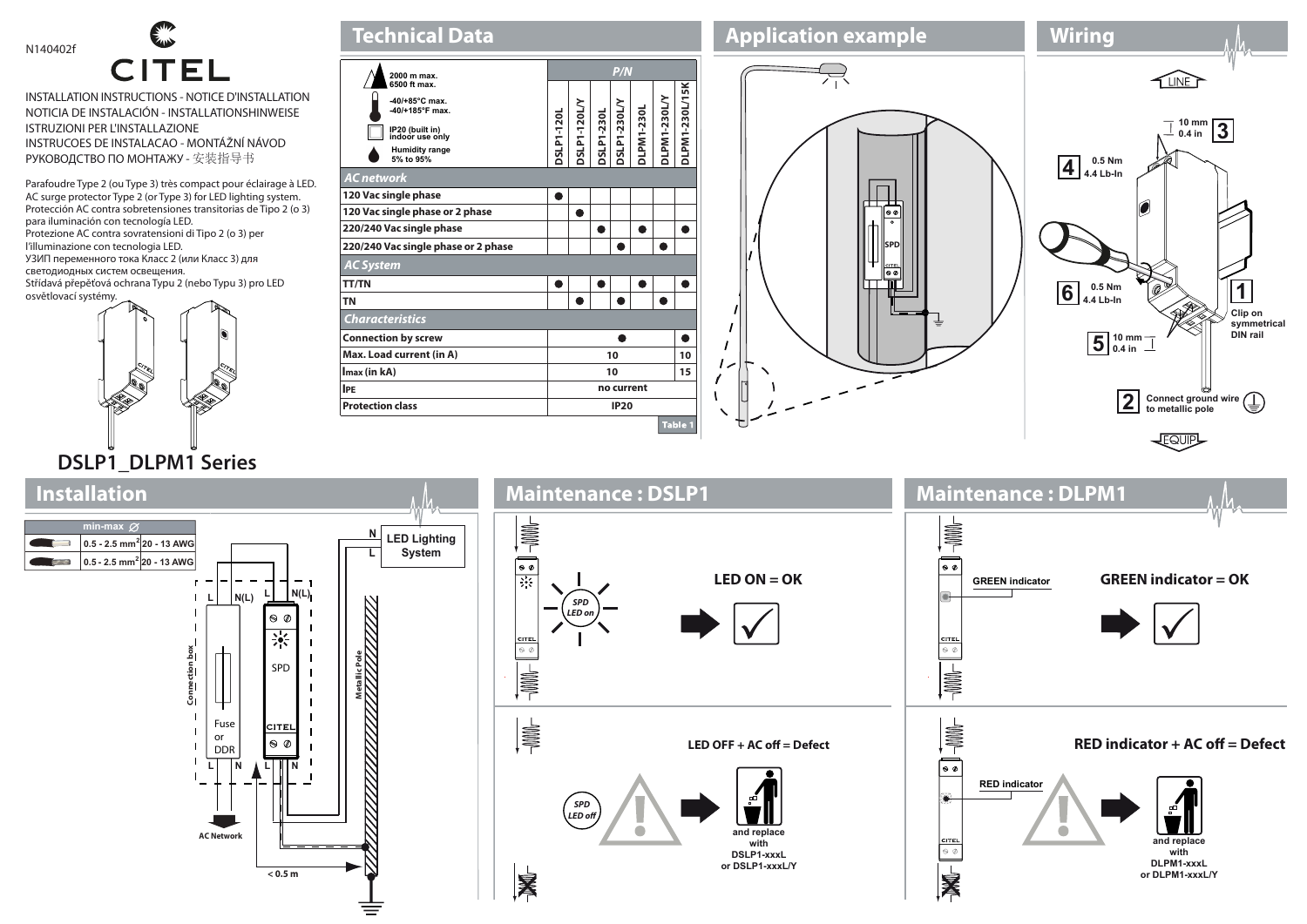N140402f

CITEL

INSTALLATION INSTRUCTIONS - NOTICE D'INSTALLATION
NOTICIA DE INSTALACIÓN - INSTALLATIONSHINWEISE
ISTRUZIONI PER L'INSTALLAZIONE
INSTRUCOES DE INSTALACAO - MONTÁŽNÍ NÁVOD
РУКОВОДСТВО ПО МОНТАЖУ - 安装指导书

Parafoudre Type 2 (ou Type 3) très compact pour éclairage à LED.
AC surge protector Type 2 (or Type 3) for LED lighting system.
Protección AC contra sobretensiones transitorias de Tipo 2 (o 3) para iluminación con tecnología LED.
Protezione AC contra sovratensioni di Tipo 2 (o 3) per l'illuminazione con tecnologia LED.
УЗИП переменного тока Класс 2 (или Класс 3) для светодиодных систем освещения.
Střídavá přepěťová ochrana Typu 2 (nebo Typu 3) pro LED osvětlovací systémy.

## DSLP1_DLPM1 Series

## Technical Data

2000 m max. / 6500 ft max.
-40/+85°C max. / -40/+185°F max.
IP20 (built in) indoor use only
Humidity range 5% to 95%

| P/N | DSLP1-120L | DSLP1-120L/Y | DSLP1-230L | DSLP1-230L/Y | DLPM1-230L | DLPM1-230L/Y | DLPM1-230L/15K |
|---|---|---|---|---|---|---|---|
| **AC network** | | | | | | | |
| 120 Vac single phase | ● | | | | | | |
| 120 Vac single phase or 2 phase | | ● | | | | | |
| 220/240 Vac single phase | | | ● | | ● | | ● |
| 220/240 Vac single phase or 2 phase | | | | ● | | ● | |
| **AC System** | | | | | | | |
| TT/TN | ● | | ● | | ● | | ● |
| TN | | ● | | ● | | ● | |
| **Characteristics** | | | | | | | |
| Connection by screw | ● | | | | | | ● |
| Max. Load current (in A) | 10 | | | | | | 10 |
| $I_{max}$ (in kA) | 10 | | | | | | 15 |
| $I_{PE}$ | no current | | | | | | |
| Protection class | IP20 | | | | | | |

Table 1

## Application example

SPD

## Wiring

LINE

10 mm / 0.4 in — 3

4 — 0.5 Nm / 4.4 Lb-In

6 — 0.5 Nm / 4.4 Lb-In

1 — Clip on symmetrical DIN rail

5 — 10 mm / 0.4 in

2 — Connect ground wire to metallic pole

EQUIP

## Installation

| min-max ∅ | | |
|---|---|---|
| | 0.5 - 2.5 mm² | 20 - 13 AWG |
| | 0.5 - 2.5 mm² | 20 - 13 AWG |

LED Lighting System (N, L)

Connection box: L, N(L), Fuse or DDR, L, N — SPD: L, N(L), CITEL, L, N

Metallic Pole

AC Network

< 0.5 m

## Maintenance : DSLP1

SPD LED on — LED ON = OK

SPD LED off — LED OFF + AC off = Defect — and replace with DSLP1-xxxL or DSLP1-xxxL/Y

## Maintenance : DLPM1

GREEN indicator — GREEN indicator = OK

RED indicator — RED indicator + AC off = Defect — and replace with DLPM1-xxxL or DLPM1-xxxL/Y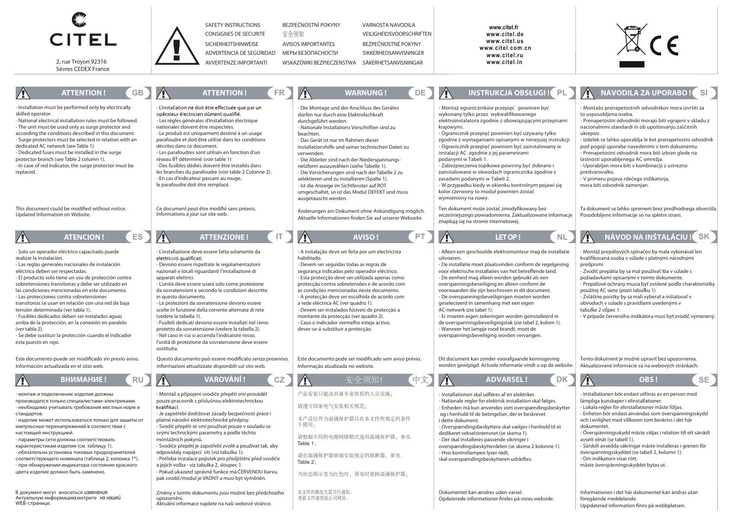CITEL

2, rue Troyon 92316
Sèvres CEDEX France

SAFETY INSTRUCTIONS
CONSIGNES DE SECURITE
SICHERHEITSHINWEISE
ADVERTENCIA DE SEGURIDAD
AVVERTENZE IMPORTANTI
BEZPEČNOSTNÍ POKYNY
安全须知
AVISOS IMPORTANTES
МЕРЫ БЕЗОПАСНОСТИ
WSKAZÓWKI BEZPIECZEŃSTWA
VARNOSTA NAVODILA
VEILIGHEIDSVOORSCHRIFTEN
BEZPEČNOSTNÉ POKYNY
SIKKERHEDSANVISNINGER
SÄKERHETSANVISNINGAR

www.citel.fr
www.citel.de
www.citel.us
www.citel.com.cn
www.citel.ru
www.citel.in

## ATTENTION ! GB

- Installation must be performed only by electrically skilled operator.
- National electrical installation rules must be followed.
- The unit must be used only as surge protector and according the conditions described in this document.
- Surge protectors must be selected in relation with an dedicated AC network (see Table 1)
- Dedicated fuses must be installed in the surge protector branch (see Table 2 column 1).
- In case of red indicator, the surge protector must be replaced.

This document could be modified without notice.
Updated Information on Website.

## ATTENTION ! FR

- L'installation ne doit être effectuée que par un opérateur électricien dûment qualifié.
- Les régles générales d'installation électrique nationales doivent être respectées.
- Le produit est uniquement destiné à un usage parafoudre et doit être utilisé dans les conditions décrites dans ce document.
- Les parafoudres sont utilisés en fonction d'un réseau BT déterminé (voir table 1)
- Des fusibles dédiés doivent être installés dans les branches du parafoudre (voir table 2 Colonne 2).
- En cas d'indicateur passant au rouge, le parafoudre doit être remplacé.

Ce document peut être modifié sans préavis.
Informations à jour sur site web.

## WARNUNG ! DE

- Die Montage und der Anschluss des Gerätes dürfen nur durch eine Elektrofachkraft durchgeführt werden.
- Nationale Installations Vorschriften sind zu beachten.
- Das Gerät ist nur im Rahmen dieser Installationshilfe und seiner technischen Daten zu verwenden.
- Die Ableiter sind nach der Niederspannungs-netzform auszuwählen (siehe Tabelle 1).
- Die Vorsicherungen sind nach der Tabelle 2 zu selektieren und zu installieren (Spalte 1).
- Ist die Anzeige im Sichtfenster auf ROT umgeschaltet, so ist das Modul DEFEKT und muss ausgetauscht werden.

Änderungen am Dokument ohne Ankündigung möglich.
Aktuelle Informationen finden Sie auf unserer Webseite.

## INSTRUKCJA OBSŁUGI ! PL

- Montaż ograniczników przepięć powinien być wykonany tylko przez wykwalifikowanego elektroinstalatora zgodnie z obowiązującymi przepisami krajowymi.
- Ogranicznik przepięć powinien być używany tylko zgodnie z wymaganiami opisanymi w niniejszej instrukcji.
- Ogranicznik przepięć powinien być zainstalowany w instalacji AC zgodnie z jej parametrami podanymi w Tabeli 1.
- Zabezpieczenia topikowe powinny być dobrane i zainstalowane w obwodach ogranicznika zgodnie z zasadami podanymi w Tabeli 2.
- W przypadku kiedy w okienku kontrolnym pojawi się kolor czerwony to moduł powinien zostać wymieniony na nowy.

Ten dokument może zostać zmodyfikowany bez wcześniejszego powiadomienia. Zaktualizowane informacje znajdują się na stronie internetowej.

## NAVODILA ZA UPORABO ! SI

- Montažo prenapetostnih odvodnikov mora izvršiti za to usposobljena oseba.
- Prenapetostni odvodniki morajo biti vgrajeni v skladu z nacionalnimi standardi in ob upoštevanju zaščitnih ukrepov.
- Izdelek se lahko uporablja le kot prenapetostni odvodnik pod pogoji uporabe navedenimi v tem dokumentu.
- Prenapetostni odvodnik mora biti izbran glede na lastnosti uporabljenega AC omrežja.
- Uporabljen mora biti v kombinaciji z ustrezno predvarovalko.
- V primeru pojava rdečega indikatorja, mora biti odvodnik zamenjan.

Ta dokument se lahko spremeni brez predhodnega obvestila.
Posodobljene informacije so na spletni strani.

## ATENCION ! ES

- Solo un operador eléctrico capacitado puede realizar la instalación.
- Las reglas generales nacionales de instalación eléctrica deben ser respectadas.
- El producto solo tiene un uso de protección contra sobretensiones transitorias y debe ser utilizado en las condiciones mencionadas en este documento.
- Las protecciones contra sobretensiones transitorias se usan en relación con una red de baja tensión determinada (ver tabla 1).
- Fusibles dedicados deben ser instalados aguas arriba de la protección, en la conexión en paralelo (ver tabla 2).
- Se debe sustituir la protección cuando el indicador esta puesto en rojo.

Este documento puede ser modificado sin previo aviso.
Información actualizada en el sitio web.

## ATTENZIONE ! IT

- L'installazione deve essere fatta solamente da elettricisti qualificati.
- Devono essere rispettate le regolamentazioni nazionali e locali riguardanti l'installazione di apparati elettrici.
- L'unità deve essere usata solo come protezione da sovratensioni e secondo le condizioni descritte in questo documento.
- Le protezioni da sovratensione devono essere scelte in funzione della corrente alternata di rete (vedere la tabella 1).
- Fusibili dedicati devono essere installati nel ramo protetto da sovratensione (vedere la tabella 2).
- Nel caso in cui si accenda l'indicatore rosso, l'unità di protezione da sovratensione deve essere sostituita.

Questo documento può essere modificato senza preavviso.
Informazioni attualizzate disponibili sul sito web.

## AVISO ! PT

- A instalação deve ser feita por um electricista habilitado.
- Devem ser seguidas todas as regras de segurança indicadas pelo operador eléctrico.
- Esta protecção deve ser utilizada apenas como protecção contra sobretensões e de acordo com as condições mencionadas neste documento.
- A protecção deve ser escolhida de acordo com a rede eléctrica AC (ver quadro 1).
- Devem ser instalados fúsiveis de protecção a montante da protecção (ver quadro 2).
- Caso o indicador vermelho esteja activo, dever-se-á substituir a protecção.

Este documento pode ser modificado sem aviso prévio.
Informação atualizada no website.

## LET OP ! NL

- Alleen een geschoolde elektromonteur mag de installatie uitvoeren.
- De installatie moet plaatsvinden conform de regelgeving voor elektrische installaties van het betreffende land.
- De eenheid mag alleen worden gebruikt als een overspanningsbeveiliging en alleen conform de voorwaarden die zijn beschreven in dit document.
- De overspanningsbeveiligingen moeten worden geselecteerd in samenhang met een eigen AC-netwerk (zie tabel 1).
- Er moeten eigen zekeringen worden geïnstalleerd in de overspanningsbeveiligingstak (zie tabel 2, kolom 1).
- Wanneer het lampje rood brandt, moet de overspanningsbeveiliging worden vervangen.

Dit document kan zonder voorafgaande kennisgeving worden gewijzigd. Actuele informatie vindt u op de website.

## NÁVOD NA INŠTALÁCIU ! SK

- Montáž prepäťových spínačov by mala vykonávať len kvalifikovaná osoba v súlade s platnými národnými predpismi.
- Zvodič prepätia by sa mal používať iba v súlade s požiadavkami opísanými v tomto dokumente.
- Prepäťové ochrany musia byť zvolené podľa charakteristiky použitej AC siete (pozri tabuľku 1)
- Zvláštne poistky by sa mali vyberať a inštalovať v obvodoch v súlade s pravidlami uvedenými v tabuľke 2 stĺpec 1.
- V prípade červeného indikátora musí byť zvodič vymenený.

Tento dokument je možné upraviť bez upozornenia.
Aktualizované informácie sú na webových stránkach.

## ВНИМАНИЕ ! RU

- монтаж и подключение изделия должны производиться только специалистами-электриками.
- необходимо учитывать требования местных норм и стандартов.
- изделие может использоваться только для защиты от импульсных перенапряжений в соответствии с настоящей инструкцией.
- параметры сети должны соответствовать характеристикам изделия (см. таблицу 1).
- обязательна установка токовых предохранителей соответствующего номинала (таблица 2, колонка 1*).
- при обнаружении индикатора состояния красного цвета изделие должно быть заменено.

В документ могут вноситься *изменения*.
Актуальную информациюсмотрите *на нашей* WEB-странице.

## VAROVÁNÍ ! CZ

- Montáž a připojení svodiče přepětí smí provádět pouze pracovník s příslušnou elektrotechnickou kvalifikací.
- Je zapotřebí dodržovat zásady bezpečnosti práce i platné národní elektrotechnické předpisy.
- Svodič přepětí se smí používat pouze v souladu se svými technickými parametry a podle těchto montážních pokynů.
- Svodiče přepětí je zapotřebí zvolit a používat tak, aby odpovídaly napájecí síti (viz tabulka 1).
- Potřeba instalace pojistek pro předjištění před svodiče a jejich volba - viz tabulka 2, sloupec 1.
- Pokud ukazatel správné funkce má ČERVENOU barvu, pak svodič/modul je VADNÝ a musí být vyměněn.

Změny v tomto dokumentu jsou možné bez předchozího upozornění.
Aktuální informace najdete na naší webové stránce.

## 安全须知! 中文

产品安装只能由具备专业资质的人员实施；

请遵守国家电气安装相关规范；

本产品仅作为浪涌保护器且在本文件所规定的条件下使用；

请根据不同的电源网络制式选用浪涌保护器，参见 Table 1；

请在浪涌保护器前端安装规定的熔断器，参见 Table 2；

当状态指示变为红色时，须及时更换浪涌保护器；

本文件的修改无需另行通知，
更新文件请登陆公司网站。

## ADVARSEL ! DK

- Installationen skal udføres af en elektriker.
- Nationale regler for elektrisk installation skal følges.
- Enheden må kun anvendes som overspændingsbeskytter og i henhold til de betingelser, der er beskrevet i dette dokument.
- Overspændingsbeskyttere skal vælges i henhold til et dedikeret vekselstrømsnet (se skema 1).
- Der skal installeres passende sikringer i overspændingsbeskytterdelen (se skema 2 kolonne 1).
- Hvis kontrollampen lyser rødt, skal overspændingsbeskytteren udskiftes.

Dokumentet kan ændres uden varsel.
Opdaterede informationer findes på vores webside.

## OBS ! SE

- Installationen bör endast utföras av en person med lämpliga kunskaper i elinstallationer.
- Lokala regler för elinstallationer måste följas.
- Enheten bör endast användas som överspänningsskydd och i enlighet med villkoren som beskrivs i det här dokumentet.
- Överspänningsskydd måste väljas i relation till ett särskilt avsett elnät (se tabell 1).
- Särskilt avsedda säkringar måste installeras i grenen för överspänningsskyddet (se tabell 2, kolumn 1).
- Om indikatorn visar rött, måste överspänningsskyddet bytas ut.

Informationen i det här dokumentet kan ändras utan föregående meddelande.
Uppdaterad information finns på webbplatsen.